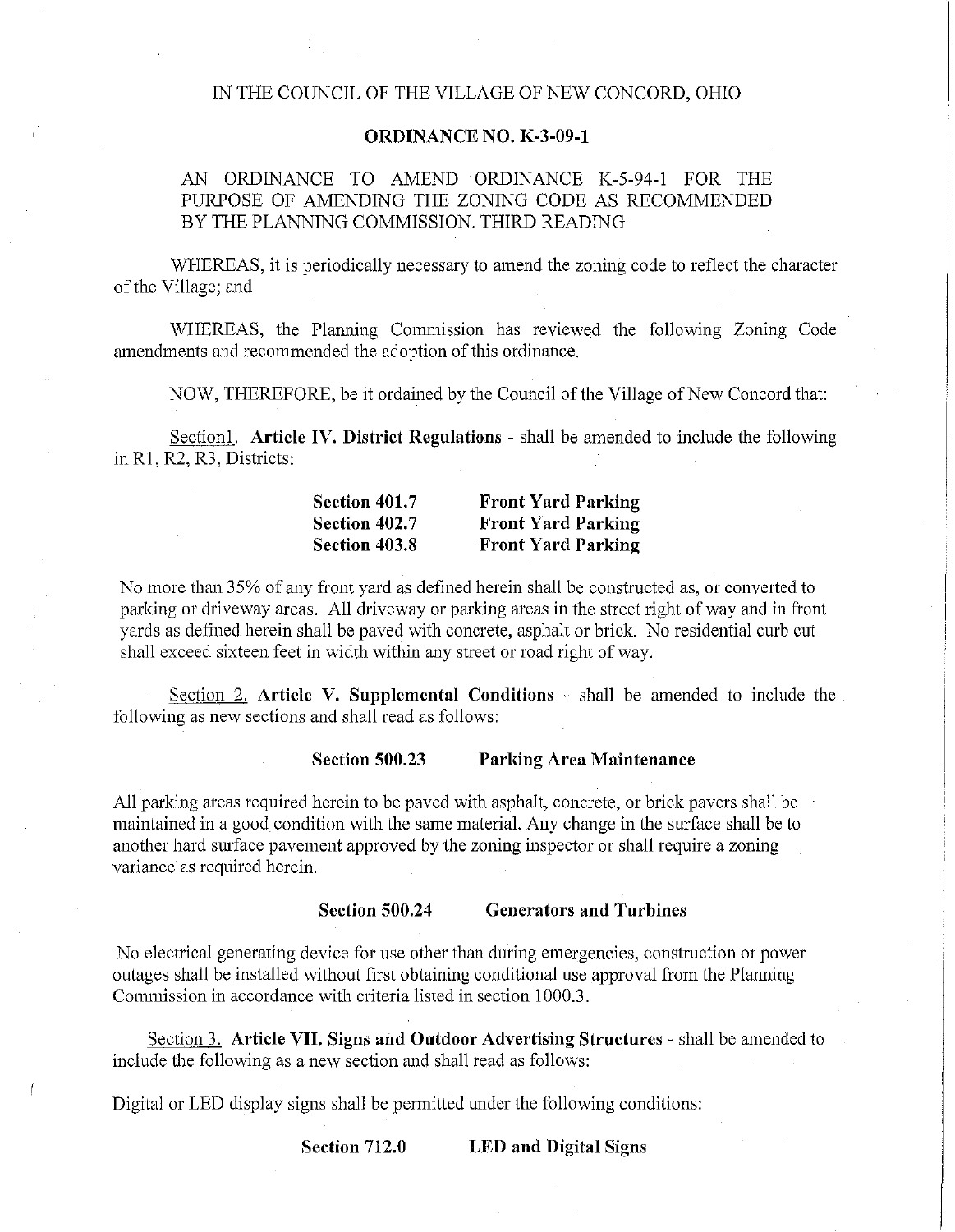IN THE COUNCIL OF THE VILLAGE OF NEW CONCORD, OHIO

**ORDINANCE NO. K-3-09-1**

AN ORDINANCE TO AMEND ORDINANCE K-5-94-1 FOR THE PURPOSE OF AMENDING THE ZONING CODE AS RECOMMENDED BY THE PLANNING COMMISSION. THIRD READING

WHEREAS, it is periodically necessary to amend the zoning code to reflect the character of the Village; and

WHEREAS, the Planning Commission has reviewed the following Zoning Code amendments and recommended the adoption of this ordinance.

NOW, THEREFORE, be it ordained by the Council of the Village of New Concord that:

Section1. **Article IV. District Regulations** - shall be amended to include the following in R1, R2, R3, Districts:

**Section 401.7 Front Yard Parking**
**Section 402.7 Front Yard Parking**
**Section 403.8 Front Yard Parking**

No more than 35% of any front yard as defined herein shall be constructed as, or converted to parking or driveway areas. All driveway or parking areas in the street right of way and in front yards as defined herein shall be paved with concrete, asphalt or brick. No residential curb cut shall exceed sixteen feet in width within any street or road right of way.

Section 2. **Article V. Supplemental Conditions** - shall be amended to include the following as new sections and shall read as follows:

**Section 500.23 Parking Area Maintenance**

All parking areas required herein to be paved with asphalt, concrete, or brick pavers shall be maintained in a good condition with the same material. Any change in the surface shall be to another hard surface pavement approved by the zoning inspector or shall require a zoning variance as required herein.

**Section 500.24 Generators and Turbines**

No electrical generating device for use other than during emergencies, construction or power outages shall be installed without first obtaining conditional use approval from the Planning Commission in accordance with criteria listed in section 1000.3.

Section 3. **Article VII. Signs and Outdoor Advertising Structures** - shall be amended to include the following as a new section and shall read as follows:

Digital or LED display signs shall be permitted under the following conditions:

**Section 712.0 LED and Digital Signs**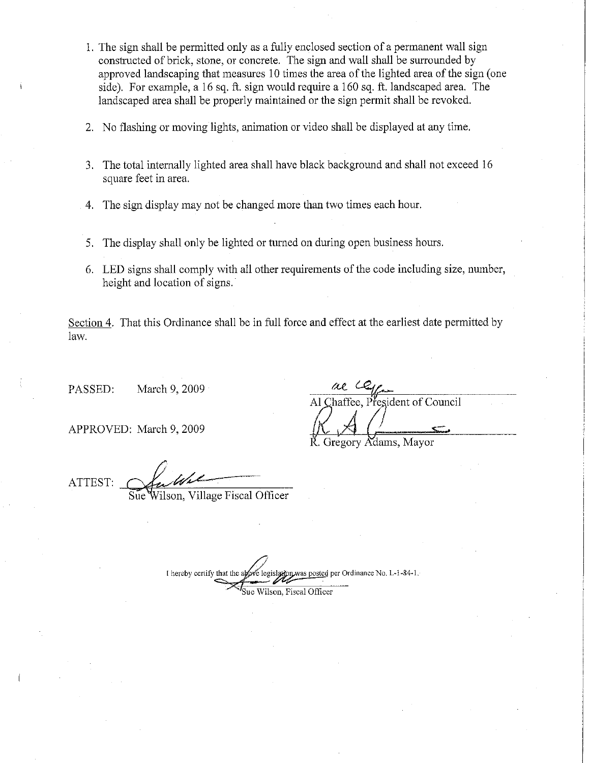1. The sign shall be permitted only as a fully enclosed section of a permanent wall sign constructed of brick, stone, or concrete. The sign and wall shall be surrounded by approved landscaping that measures 10 times the area of the lighted area of the sign (one side). For example, a 16 sq. ft. sign would require a 160 sq. ft. landscaped area. The landscaped area shall be properly maintained or the sign permit shall be revoked.

2. No flashing or moving lights, animation or video shall be displayed at any time.

3. The total internally lighted area shall have black background and shall not exceed 16 square feet in area.

4. The sign display may not be changed more than two times each hour.

5. The display shall only be lighted or turned on during open business hours.

6. LED signs shall comply with all other requirements of the code including size, number, height and location of signs.

Section 4. That this Ordinance shall be in full force and effect at the earliest date permitted by law.

PASSED: March 9, 2009

Al Chaffee, President of Council

APPROVED: March 9, 2009

R. Gregory Adams, Mayor

ATTEST:

Sue Wilson, Village Fiscal Officer

I hereby certify that the above legislation was posted per Ordinance No. L-1-84-1.

Sue Wilson, Fiscal Officer